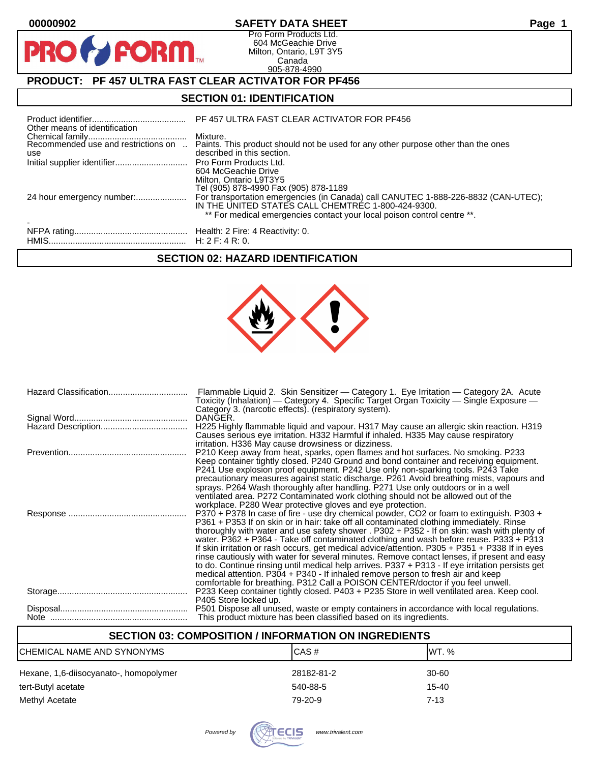00000902

# SAFETY DATA SHEET

Pro Form Products Ltd.
604 McGeachie Drive
Milton, Ontario, L9T 3Y5
Canada
905-878-4990

## PRODUCT: PF 457 ULTRA FAST CLEAR ACTIVATOR FOR PF456

## SECTION 01: IDENTIFICATION

| | |
|---|---|
| Product identifier | PF 457 ULTRA FAST CLEAR ACTIVATOR FOR PF456 |
| Other means of identification | |
| Chemical family | Mixture. |
| Recommended use and restrictions on use | Paints. This product should not be used for any other purpose other than the ones described in this section. |
| Initial supplier identifier | Pro Form Products Ltd.<br>604 McGeachie Drive<br>Milton, Ontario L9T3Y5<br>Tel (905) 878-4990 Fax (905) 878-1189 |
| 24 hour emergency number: | For transportation emergencies (in Canada) call CANUTEC 1-888-226-8832 (CAN-UTEC); IN THE UNITED STATES CALL CHEMTREC 1-800-424-9300.<br>** For medical emergencies contact your local poison control centre **. |
| - | |
| NFPA rating | Health: 2 Fire: 4 Reactivity: 0. |
| HMIS | H: 2 F: 4 R: 0. |

## SECTION 02: HAZARD IDENTIFICATION

| | |
|---|---|
| Hazard Classification | Flammable Liquid 2. Skin Sensitizer — Category 1. Eye Irritation — Category 2A. Acute Toxicity (Inhalation) — Category 4. Specific Target Organ Toxicity — Single Exposure — Category 3. (narcotic effects). (respiratory system). |
| Signal Word | DANGER. |
| Hazard Description | H225 Highly flammable liquid and vapour. H317 May cause an allergic skin reaction. H319 Causes serious eye irritation. H332 Harmful if inhaled. H335 May cause respiratory irritation. H336 May cause drowsiness or dizziness. |
| Prevention | P210 Keep away from heat, sparks, open flames and hot surfaces. No smoking. P233 Keep container tightly closed. P240 Ground and bond container and receiving equipment. P241 Use explosion proof equipment. P242 Use only non-sparking tools. P243 Take precautionary measures against static discharge. P261 Avoid breathing mists, vapours and sprays. P264 Wash thoroughly after handling. P271 Use only outdoors or in a well ventilated area. P272 Contaminated work clothing should not be allowed out of the workplace. P280 Wear protective gloves and eye protection. |
| Response | P370 + P378 In case of fire - use dry chemical powder, CO2 or foam to extinguish. P303 + P361 + P353 If on skin or in hair: take off all contaminated clothing immediately. Rinse thoroughly with water and use safety shower . P302 + P352 - If on skin: wash with plenty of water. P362 + P364 - Take off contaminated clothing and wash before reuse. P333 + P313 If skin irritation or rash occurs, get medical advice/attention. P305 + P351 + P338 If in eyes rinse cautiously with water for several minutes. Remove contact lenses, if present and easy to do. Continue rinsing until medical help arrives. P337 + P313 - If eye irritation persists get medical attention. P304 + P340 - If inhaled remove person to fresh air and keep comfortable for breathing. P312 Call a POISON CENTER/doctor if you feel unwell. |
| Storage | P233 Keep container tightly closed. P403 + P235 Store in well ventilated area. Keep cool. P405 Store locked up. |
| Disposal | P501 Dispose all unused, waste or empty containers in accordance with local regulations. |
| Note | This product mixture has been classified based on its ingredients. |

## SECTION 03: COMPOSITION / INFORMATION ON INGREDIENTS

| CHEMICAL NAME AND SYNONYMS | CAS # | WT. % |
|---|---|---|
| Hexane, 1,6-diisocyanato-, homopolymer | 28182-81-2 | 30-60 |
| tert-Butyl acetate | 540-88-5 | 15-40 |
| Methyl Acetate | 79-20-9 | 7-13 |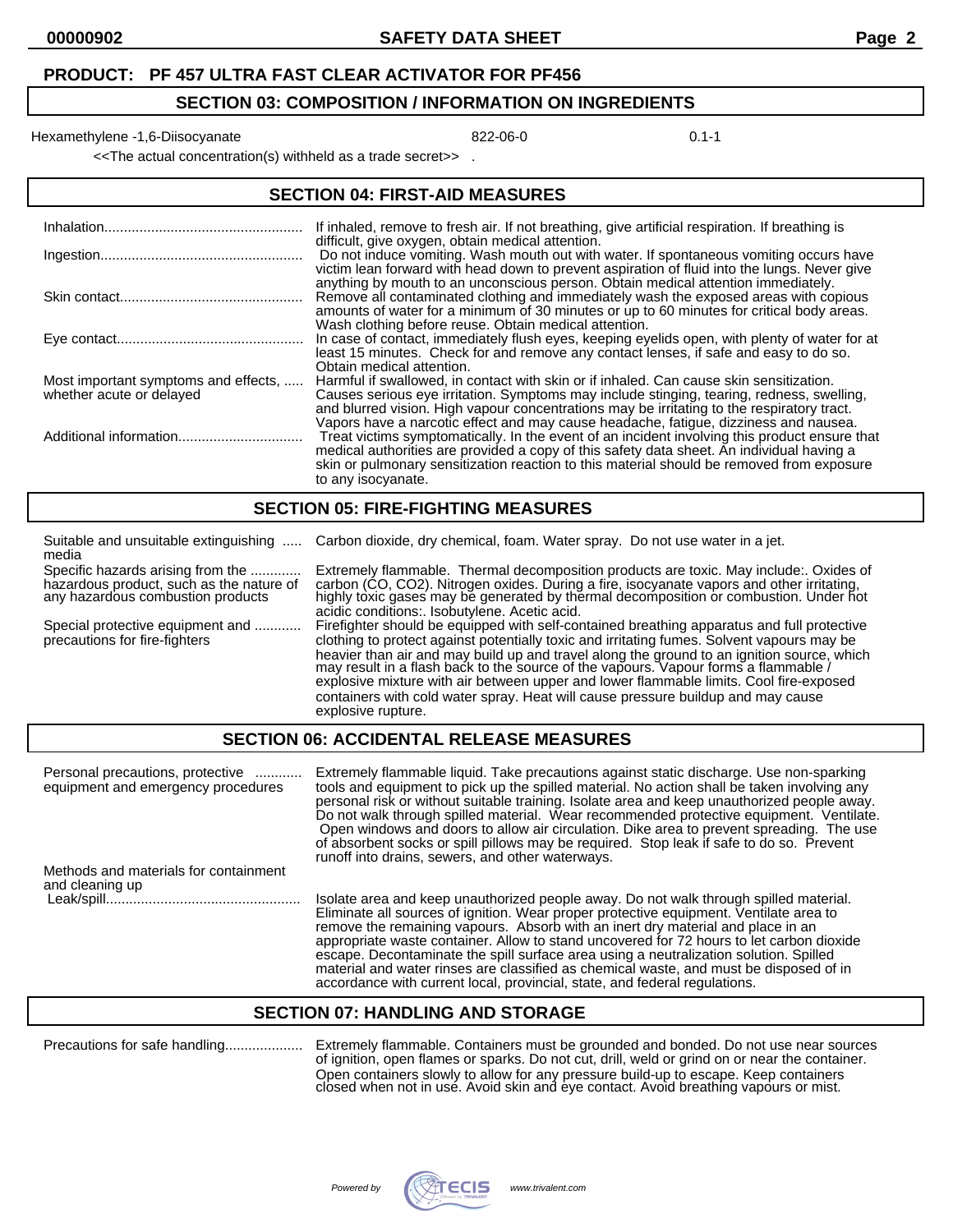**PRODUCT: PF 457 ULTRA FAST CLEAR ACTIVATOR FOR PF456**

## SECTION 03: COMPOSITION / INFORMATION ON INGREDIENTS

| Hexamethylene -1,6-Diisocyanate | 822-06-0 | 0.1-1 |
|---|---|---|

<<The actual concentration(s) withheld as a trade secret>> .

## SECTION 04: FIRST-AID MEASURES

| | |
|---|---|
| Inhalation | If inhaled, remove to fresh air. If not breathing, give artificial respiration. If breathing is difficult, give oxygen, obtain medical attention. |
| Ingestion | Do not induce vomiting. Wash mouth out with water. If spontaneous vomiting occurs have victim lean forward with head down to prevent aspiration of fluid into the lungs. Never give anything by mouth to an unconscious person. Obtain medical attention immediately. |
| Skin contact | Remove all contaminated clothing and immediately wash the exposed areas with copious amounts of water for a minimum of 30 minutes or up to 60 minutes for critical body areas. Wash clothing before reuse. Obtain medical attention. |
| Eye contact | In case of contact, immediately flush eyes, keeping eyelids open, with plenty of water for at least 15 minutes. Check for and remove any contact lenses, if safe and easy to do so. Obtain medical attention. |
| Most important symptoms and effects, whether acute or delayed | Harmful if swallowed, in contact with skin or if inhaled. Can cause skin sensitization. Causes serious eye irritation. Symptoms may include stinging, tearing, redness, swelling, and blurred vision. High vapour concentrations may be irritating to the respiratory tract. Vapors have a narcotic effect and may cause headache, fatigue, dizziness and nausea. |
| Additional information | Treat victims symptomatically. In the event of an incident involving this product ensure that medical authorities are provided a copy of this safety data sheet. An individual having a skin or pulmonary sensitization reaction to this material should be removed from exposure to any isocyanate. |

## SECTION 05: FIRE-FIGHTING MEASURES

| | |
|---|---|
| Suitable and unsuitable extinguishing media | Carbon dioxide, dry chemical, foam. Water spray. Do not use water in a jet. |
| Specific hazards arising from the hazardous product, such as the nature of any hazardous combustion products | Extremely flammable. Thermal decomposition products are toxic. May include:. Oxides of carbon (CO, CO2). Nitrogen oxides. During a fire, isocyanate vapors and other irritating, highly toxic gases may be generated by thermal decomposition or combustion. Under hot acidic conditions:. Isobutylene. Acetic acid. |
| Special protective equipment and precautions for fire-fighters | Firefighter should be equipped with self-contained breathing apparatus and full protective clothing to protect against potentially toxic and irritating fumes. Solvent vapours may be heavier than air and may build up and travel along the ground to an ignition source, which may result in a flash back to the source of the vapours. Vapour forms a flammable / explosive mixture with air between upper and lower flammable limits. Cool fire-exposed containers with cold water spray. Heat will cause pressure buildup and may cause explosive rupture. |

## SECTION 06: ACCIDENTAL RELEASE MEASURES

| | |
|---|---|
| Personal precautions, protective equipment and emergency procedures | Extremely flammable liquid. Take precautions against static discharge. Use non-sparking tools and equipment to pick up the spilled material. No action shall be taken involving any personal risk or without suitable training. Isolate area and keep unauthorized people away. Do not walk through spilled material. Wear recommended protective equipment. Ventilate. Open windows and doors to allow air circulation. Dike area to prevent spreading. The use of absorbent socks or spill pillows may be required. Stop leak if safe to do so. Prevent runoff into drains, sewers, and other waterways. |
| Methods and materials for containment and cleaning up | |
| Leak/spill | Isolate area and keep unauthorized people away. Do not walk through spilled material. Eliminate all sources of ignition. Wear proper protective equipment. Ventilate area to remove the remaining vapours. Absorb with an inert dry material and place in an appropriate waste container. Allow to stand uncovered for 72 hours to let carbon dioxide escape. Decontaminate the spill surface area using a neutralization solution. Spilled material and water rinses are classified as chemical waste, and must be disposed of in accordance with current local, provincial, state, and federal regulations. |

## SECTION 07: HANDLING AND STORAGE

| | |
|---|---|
| Precautions for safe handling | Extremely flammable. Containers must be grounded and bonded. Do not use near sources of ignition, open flames or sparks. Do not cut, drill, weld or grind on or near the container. Open containers slowly to allow for any pressure build-up to escape. Keep containers closed when not in use. Avoid skin and eye contact. Avoid breathing vapours or mist. |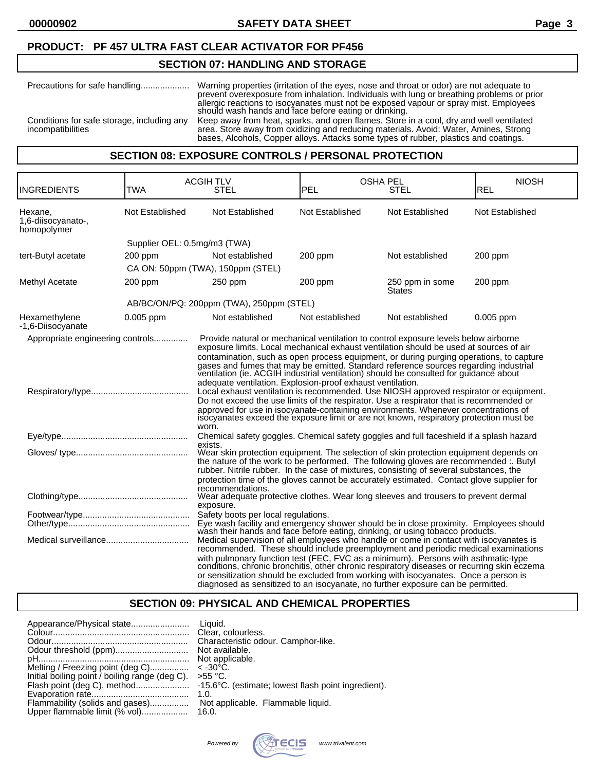**PRODUCT: PF 457 ULTRA FAST CLEAR ACTIVATOR FOR PF456**

## SECTION 07: HANDLING AND STORAGE

Precautions for safe handling.................... Warning properties (irritation of the eyes, nose and throat or odor) are not adequate to prevent overexposure from inhalation. Individuals with lung or breathing problems or prior allergic reactions to isocyanates must not be exposed vapour or spray mist. Employees should wash hands and face before eating or drinking.

Conditions for safe storage, including any incompatibilities: Keep away from heat, sparks, and open flames. Store in a cool, dry and well ventilated area. Store away from oxidizing and reducing materials. Avoid: Water, Amines, Strong bases, Alcohols, Copper alloys. Attacks some types of rubber, plastics and coatings.

## SECTION 08: EXPOSURE CONTROLS / PERSONAL PROTECTION

| INGREDIENTS | ACGIH TLV TWA | ACGIH TLV STEL | OSHA PEL PEL | OSHA PEL STEL | NIOSH REL |
|---|---|---|---|---|---|
| Hexane, 1,6-diisocyanato-, homopolymer | Not Established | Not Established | Not Established | Not Established | Not Established |
| | Supplier OEL: 0.5mg/m3 (TWA) | | | | |
| tert-Butyl acetate | 200 ppm | Not established | 200 ppm | Not established | 200 ppm |
| | CA ON: 50ppm (TWA), 150ppm (STEL) | | | | |
| Methyl Acetate | 200 ppm | 250 ppm | 200 ppm | 250 ppm in some States | 200 ppm |
| | AB/BC/ON/PQ: 200ppm (TWA), 250ppm (STEL) | | | | |
| Hexamethylene -1,6-Diisocyanate | 0.005 ppm | Not established | Not established | Not established | 0.005 ppm |

Appropriate engineering controls............. Provide natural or mechanical ventilation to control exposure levels below airborne exposure limits. Local mechanical exhaust ventilation should be used at sources of air contamination, such as open process equipment, or during purging operations, to capture gases and fumes that may be emitted. Standard reference sources regarding industrial ventilation (ie. ACGIH industrial ventilation) should be consulted for guidance about adequate ventilation. Explosion-proof exhaust ventilation.

Respiratory/type........................................ Local exhaust ventilation is recommended. Use NIOSH approved respirator or equipment. Do not exceed the use limits of the respirator. Use a respirator that is recommended or approved for use in isocyanate-containing environments. Whenever concentrations of isocyanates exceed the exposure limit or are not known, respiratory protection must be worn.

Eye/type.................................................... Chemical safety goggles. Chemical safety goggles and full faceshield if a splash hazard exists.

Gloves/ type.............................................. Wear skin protection equipment. The selection of skin protection equipment depends on the nature of the work to be performed. The following gloves are recommended :. Butyl rubber. Nitrile rubber. In the case of mixtures, consisting of several substances, the protection time of the gloves cannot be accurately estimated. Contact glove supplier for recommendations.

Clothing/type............................................. Wear adequate protective clothes. Wear long sleeves and trousers to prevent dermal exposure.

Footwear/type............................................ Safety boots per local regulations.

Other/type.................................................. Eye wash facility and emergency shower should be in close proximity. Employees should wash their hands and face before eating, drinking, or using tobacco products.

Medical surveillance.................................. Medical supervision of all employees who handle or come in contact with isocyanates is recommended. These should include preemployment and periodic medical examinations with pulmonary function test (FEC, FVC as a minimum). Persons with asthmatic-type conditions, chronic bronchitis, other chronic respiratory diseases or recurring skin eczema or sensitization should be excluded from working with isocyanates. Once a person is diagnosed as sensitized to an isocyanate, no further exposure can be permitted.

## SECTION 09: PHYSICAL AND CHEMICAL PROPERTIES

Appearance/Physical state........................ Liquid.
Colour........................................................ Clear, colourless.
Odour......................................................... Characteristic odour. Camphor-like.
Odour threshold (ppm).............................. Not available.
pH.............................................................. Not applicable.
Melting / Freezing point (deg C)................ < -30°C.
Initial boiling point / boiling range (deg C). >55 °C.
Flash point (deg C), method...................... -15.6°C. (estimate; lowest flash point ingredient).
Evaporation rate........................................ 1.0.
Flammability (solids and gases)................ Not applicable. Flammable liquid.
Upper flammable limit (% vol)................... 16.0.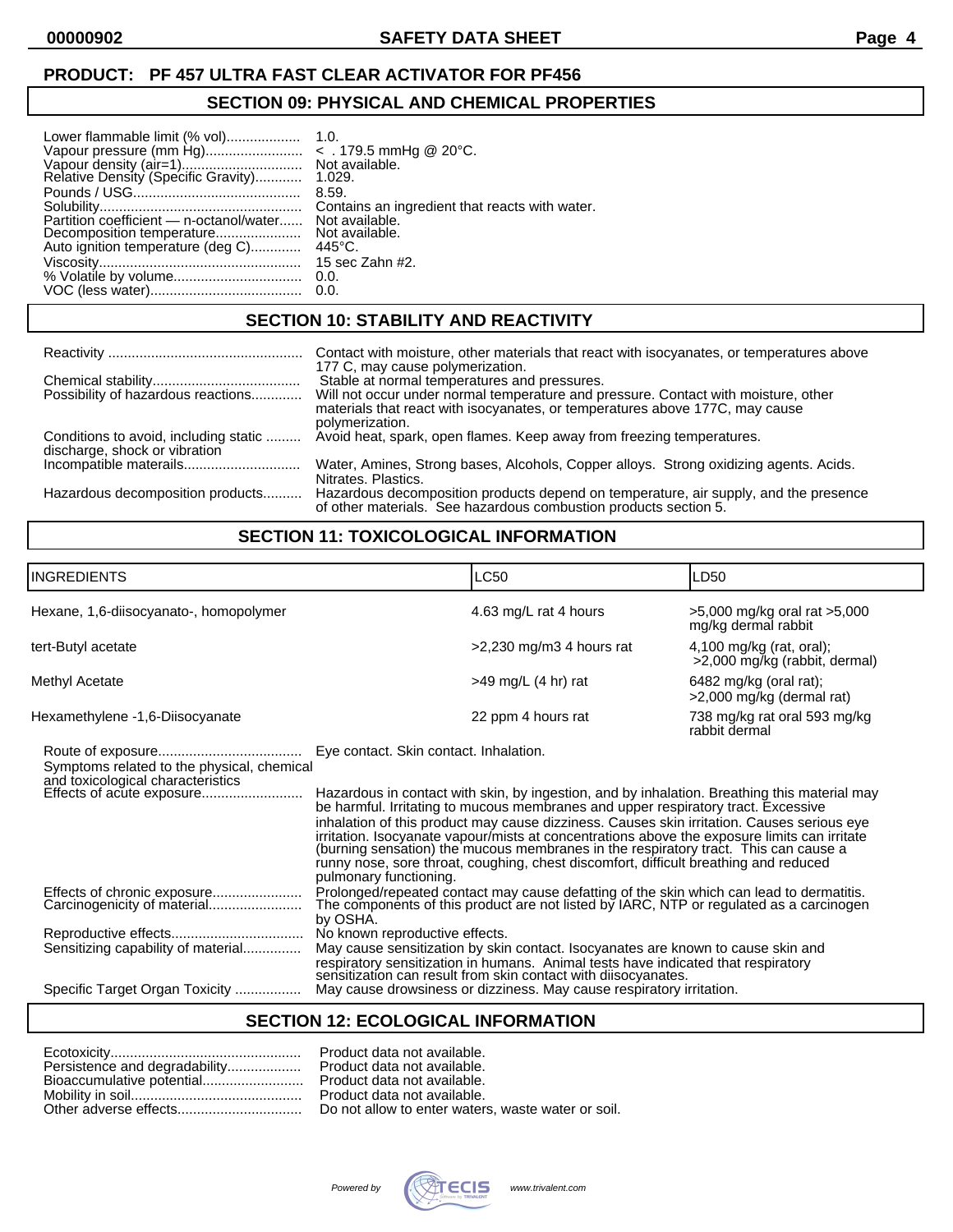**PRODUCT: PF 457 ULTRA FAST CLEAR ACTIVATOR FOR PF456**

## SECTION 09: PHYSICAL AND CHEMICAL PROPERTIES

| | |
|---|---|
| Lower flammable limit (% vol) | 1.0. |
| Vapour pressure (mm Hg) | < . 179.5 mmHg @ 20°C. |
| Vapour density (air=1) | Not available. |
| Relative Density (Specific Gravity) | 1.029. |
| Pounds / USG | 8.59. |
| Solubility | Contains an ingredient that reacts with water. |
| Partition coefficient — n-octanol/water | Not available. |
| Decomposition temperature | Not available. |
| Auto ignition temperature (deg C) | 445°C. |
| Viscosity | 15 sec Zahn #2. |
| % Volatile by volume | 0.0. |
| VOC (less water) | 0.0. |

## SECTION 10: STABILITY AND REACTIVITY

| | |
|---|---|
| Reactivity | Contact with moisture, other materials that react with isocyanates, or temperatures above 177 C, may cause polymerization. |
| Chemical stability | Stable at normal temperatures and pressures. |
| Possibility of hazardous reactions | Will not occur under normal temperature and pressure. Contact with moisture, other materials that react with isocyanates, or temperatures above 177C, may cause polymerization. |
| Conditions to avoid, including static discharge, shock or vibration | Avoid heat, spark, open flames. Keep away from freezing temperatures. |
| Incompatible materails | Water, Amines, Strong bases, Alcohols, Copper alloys. Strong oxidizing agents. Acids. Nitrates. Plastics. |
| Hazardous decomposition products | Hazardous decomposition products depend on temperature, air supply, and the presence of other materials. See hazardous combustion products section 5. |

## SECTION 11: TOXICOLOGICAL INFORMATION

| INGREDIENTS | LC50 | LD50 |
|---|---|---|
| Hexane, 1,6-diisocyanato-, homopolymer | 4.63 mg/L rat 4 hours | >5,000 mg/kg oral rat >5,000 mg/kg dermal rabbit |
| tert-Butyl acetate | >2,230 mg/m3 4 hours rat | 4,100 mg/kg (rat, oral); >2,000 mg/kg (rabbit, dermal) |
| Methyl Acetate | >49 mg/L (4 hr) rat | 6482 mg/kg (oral rat); >2,000 mg/kg (dermal rat) |
| Hexamethylene -1,6-Diisocyanate | 22 ppm 4 hours rat | 738 mg/kg rat oral 593 mg/kg rabbit dermal |

| | |
|---|---|
| Route of exposure | Eye contact. Skin contact. Inhalation. |
| Symptoms related to the physical, chemical and toxicological characteristics | |
| Effects of acute exposure | Hazardous in contact with skin, by ingestion, and by inhalation. Breathing this material may be harmful. Irritating to mucous membranes and upper respiratory tract. Excessive inhalation of this product may cause dizziness. Causes skin irritation. Causes serious eye irritation. Isocyanate vapour/mists at concentrations above the exposure limits can irritate (burning sensation) the mucous membranes in the respiratory tract. This can cause a runny nose, sore throat, coughing, chest discomfort, difficult breathing and reduced pulmonary functioning. |
| Effects of chronic exposure | Prolonged/repeated contact may cause defatting of the skin which can lead to dermatitis. |
| Carcinogenicity of material | The components of this product are not listed by IARC, NTP or regulated as a carcinogen by OSHA. |
| Reproductive effects | No known reproductive effects. |
| Sensitizing capability of material | May cause sensitization by skin contact. Isocyanates are known to cause skin and respiratory sensitization in humans. Animal tests have indicated that respiratory sensitization can result from skin contact with diisocyanates. |
| Specific Target Organ Toxicity | May cause drowsiness or dizziness. May cause respiratory irritation. |

## SECTION 12: ECOLOGICAL INFORMATION

| | |
|---|---|
| Ecotoxicity | Product data not available. |
| Persistence and degradability | Product data not available. |
| Bioaccumulative potential | Product data not available. |
| Mobility in soil | Product data not available. |
| Other adverse effects | Do not allow to enter waters, waste water or soil. |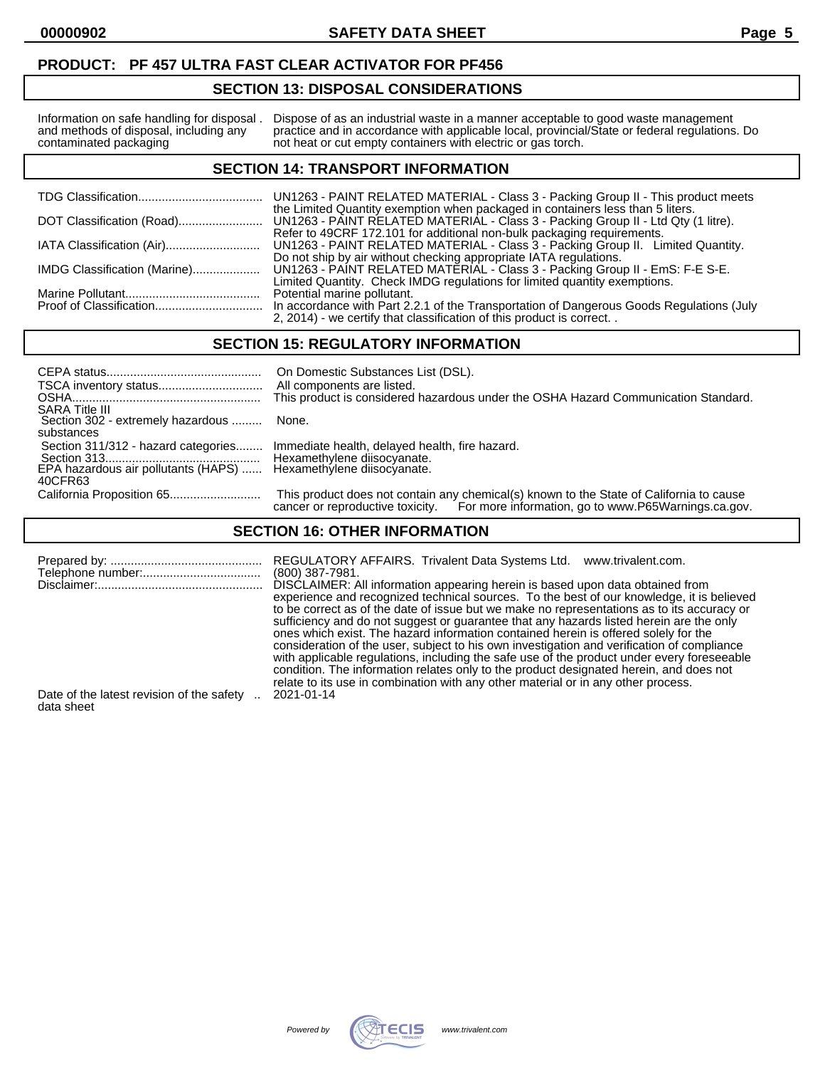**PRODUCT: PF 457 ULTRA FAST CLEAR ACTIVATOR FOR PF456**

## SECTION 13: DISPOSAL CONSIDERATIONS

| | |
|---|---|
| Information on safe handling for disposal and methods of disposal, including any contaminated packaging | Dispose of as an industrial waste in a manner acceptable to good waste management practice and in accordance with applicable local, provincial/State or federal regulations. Do not heat or cut empty containers with electric or gas torch. |

## SECTION 14: TRANSPORT INFORMATION

| | |
|---|---|
| TDG Classification | UN1263 - PAINT RELATED MATERIAL - Class 3 - Packing Group II - This product meets the Limited Quantity exemption when packaged in containers less than 5 liters. |
| DOT Classification (Road) | UN1263 - PAINT RELATED MATERIAL - Class 3 - Packing Group II - Ltd Qty (1 litre). Refer to 49CRF 172.101 for additional non-bulk packaging requirements. |
| IATA Classification (Air) | UN1263 - PAINT RELATED MATERIAL - Class 3 - Packing Group II. Limited Quantity. Do not ship by air without checking appropriate IATA regulations. |
| IMDG Classification (Marine) | UN1263 - PAINT RELATED MATERIAL - Class 3 - Packing Group II - EmS: F-E S-E. Limited Quantity. Check IMDG regulations for limited quantity exemptions. |
| Marine Pollutant | Potential marine pollutant. |
| Proof of Classification | In accordance with Part 2.2.1 of the Transportation of Dangerous Goods Regulations (July 2, 2014) - we certify that classification of this product is correct. . |

## SECTION 15: REGULATORY INFORMATION

| | |
|---|---|
| CEPA status | On Domestic Substances List (DSL). |
| TSCA inventory status | All components are listed. |
| OSHA | This product is considered hazardous under the OSHA Hazard Communication Standard. |
| SARA Title III | |
| Section 302 - extremely hazardous substances | None. |
| Section 311/312 - hazard categories | Immediate health, delayed health, fire hazard. |
| Section 313 | Hexamethylene diisocyanate. |
| EPA hazardous air pollutants (HAPS) 40CFR63 | Hexamethylene diisocyanate. |
| California Proposition 65 | This product does not contain any chemical(s) known to the State of California to cause cancer or reproductive toxicity. For more information, go to www.P65Warnings.ca.gov. |

## SECTION 16: OTHER INFORMATION

| | |
|---|---|
| Prepared by: | REGULATORY AFFAIRS. Trivalent Data Systems Ltd. www.trivalent.com. |
| Telephone number: | (800) 387-7981. |
| Disclaimer: | DISCLAIMER: All information appearing herein is based upon data obtained from experience and recognized technical sources. To the best of our knowledge, it is believed to be correct as of the date of issue but we make no representations as to its accuracy or sufficiency and do not suggest or guarantee that any hazards listed herein are the only ones which exist. The hazard information contained herein is offered solely for the consideration of the user, subject to his own investigation and verification of compliance with applicable regulations, including the safe use of the product under every foreseeable condition. The information relates only to the product designated herein, and does not relate to its use in combination with any other material or in any other process. |
| Date of the latest revision of the safety data sheet | 2021-01-14 |